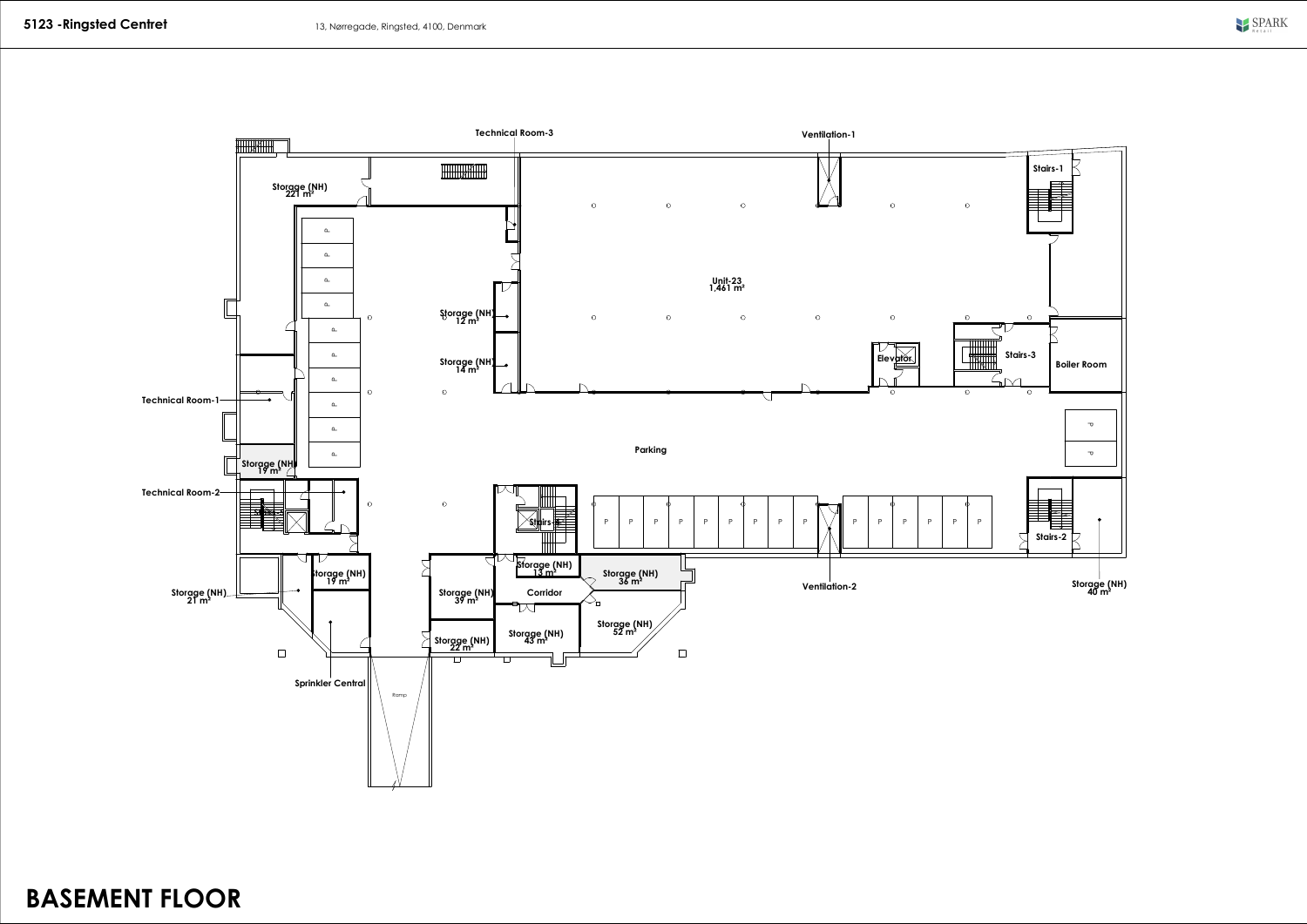**5123 -Ringsted Centret**

13, Nørregade, Ringsted, 4100, Denmark

Technical Room-3

Ventilation-1

Stairs-1

Storage (NH)
221 m²

Unit-23
1,461 m²

Storage (NH)
12 m²

Storage (NH)
14 m²

Elevator

Stairs-3

Boiler Room

Technical Room-1

Parking

Storage (NH)
19 m²

Technical Room-2

Stairs-4

Stairs-2

Storage (NH)
21 m²

Storage (NH)
19 m²

Storage (NH)
39 m²

Storage (NH)
13 m²

Storage (NH)
36 m²

Ventilation-2

Storage (NH)
40 m²

Corridor

Storage (NH)
22 m²

Storage (NH)
43 m²

Storage (NH)
52 m²

Sprinkler Central

Ramp

# BASEMENT FLOOR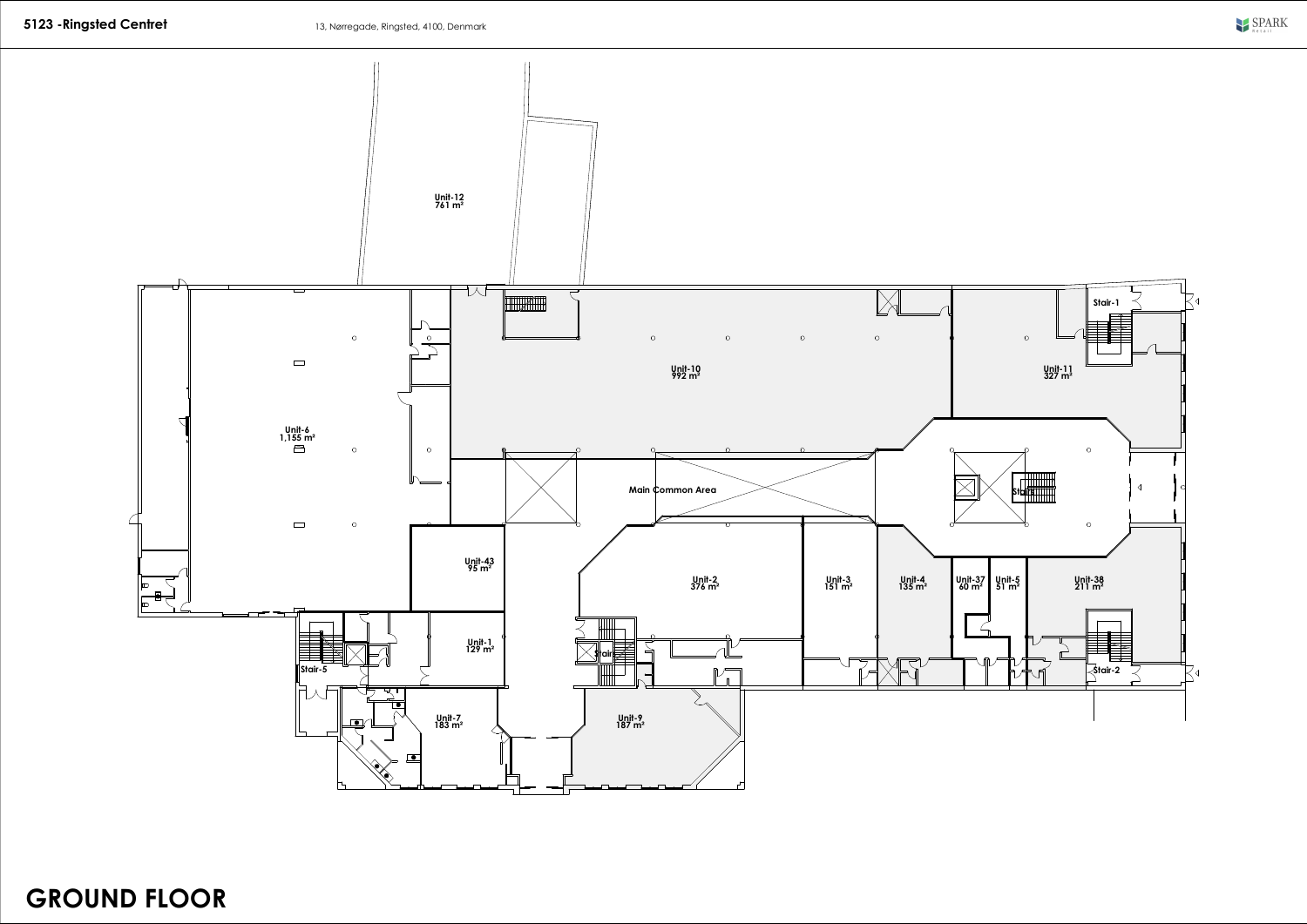**5123 -Ringsted Centret**

13, Nørregade, Ringsted, 4100, Denmark

SPARK

Unit-12
761 m²

Stair-1

Unit-6
1,155 m²

Unit-10
992 m²

Unit-11
327 m²

Main Common Area

Stairs

Unit-43
95 m²

Unit-2
376 m²

Unit-3
151 m²

Unit-4
135 m²

Unit-37
60 m²

Unit-5
51 m²

Unit-38
211 m²

Unit-1
129 m²

Stair-5

Stairs

Stair-2

Unit-7
183 m²

Unit-9
187 m²

# GROUND FLOOR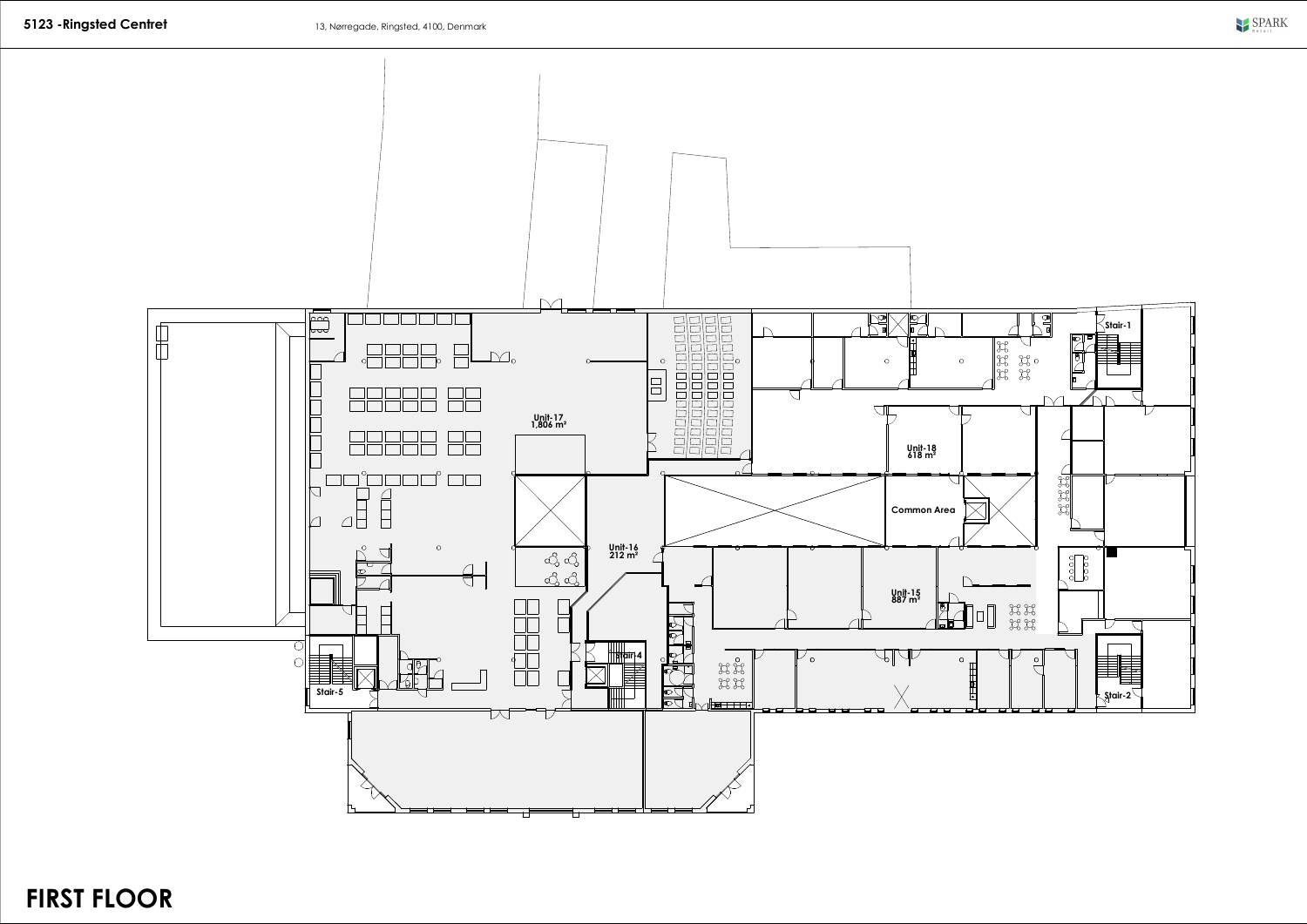**5123 -Ringsted Centret** 13, Nørregade, Ringsted, 4100, Denmark

Unit-17
1,806 m²

Unit-18
618 m²

Common Area

Unit-16
212 m²

Unit-15
887 m²

Stair-1

Stair-2

Stair-4

Stair-5

# FIRST FLOOR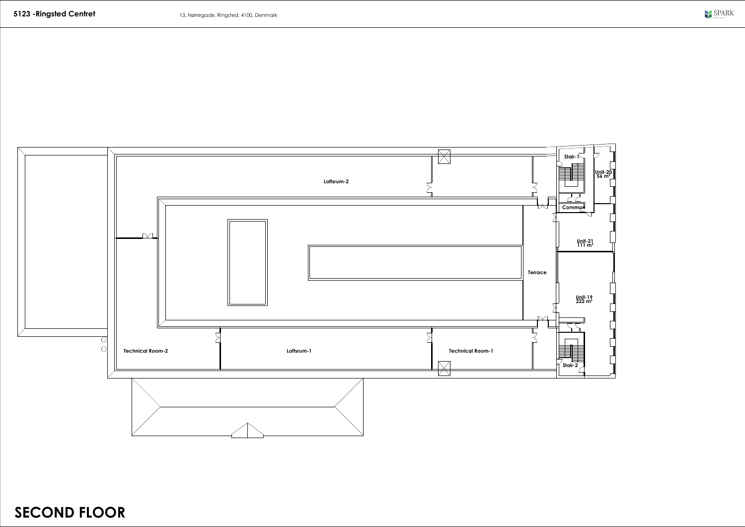**5123 -Ringsted Centret**

13, Nørregade, Ringsted, 4100, Denmark

Loftsrum-2

Stair-1

Unit-20
56 m²

Common

Unit-21
111 m²

Terrace

Unit-19
222 m²

Technical Room-2

Loftsrum-1

Technical Room-1

Stair-2

# SECOND FLOOR